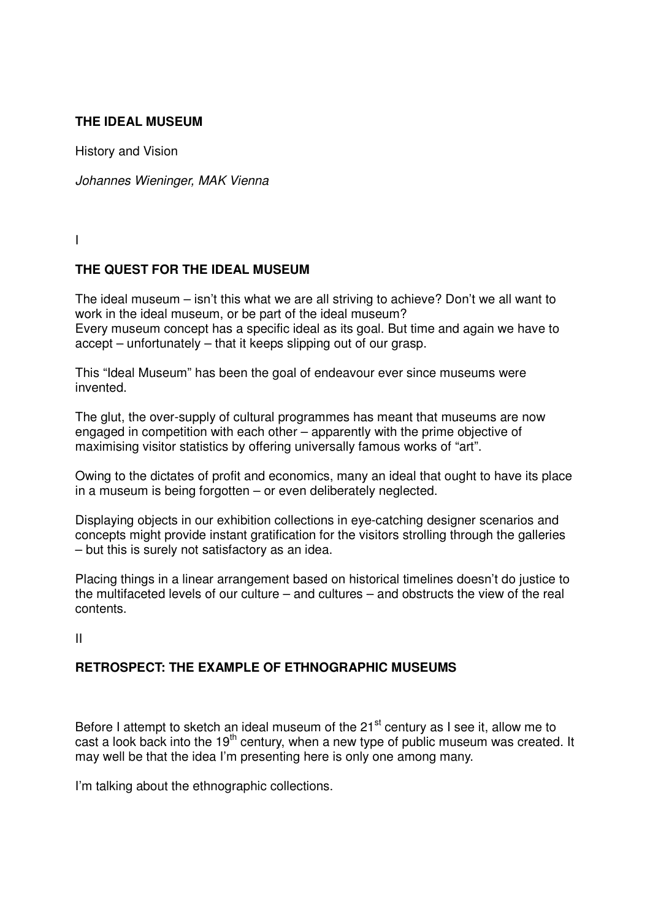# THE IDEAL MUSEUM

History and Vision

*Johannes Wieninger, MAK Vienna*

I

## THE QUEST FOR THE IDEAL MUSEUM

The ideal museum – isn't this what we are all striving to achieve? Don't we all want to work in the ideal museum, or be part of the ideal museum?
Every museum concept has a specific ideal as its goal. But time and again we have to accept – unfortunately – that it keeps slipping out of our grasp.

This "Ideal Museum" has been the goal of endeavour ever since museums were invented.

The glut, the over-supply of cultural programmes has meant that museums are now engaged in competition with each other – apparently with the prime objective of maximising visitor statistics by offering universally famous works of "art".

Owing to the dictates of profit and economics, many an ideal that ought to have its place in a museum is being forgotten – or even deliberately neglected.

Displaying objects in our exhibition collections in eye-catching designer scenarios and concepts might provide instant gratification for the visitors strolling through the galleries – but this is surely not satisfactory as an idea.

Placing things in a linear arrangement based on historical timelines doesn't do justice to the multifaceted levels of our culture – and cultures – and obstructs the view of the real contents.

II

## RETROSPECT: THE EXAMPLE OF ETHNOGRAPHIC MUSEUMS

Before I attempt to sketch an ideal museum of the 21st century as I see it, allow me to cast a look back into the 19th century, when a new type of public museum was created. It may well be that the idea I'm presenting here is only one among many.

I'm talking about the ethnographic collections.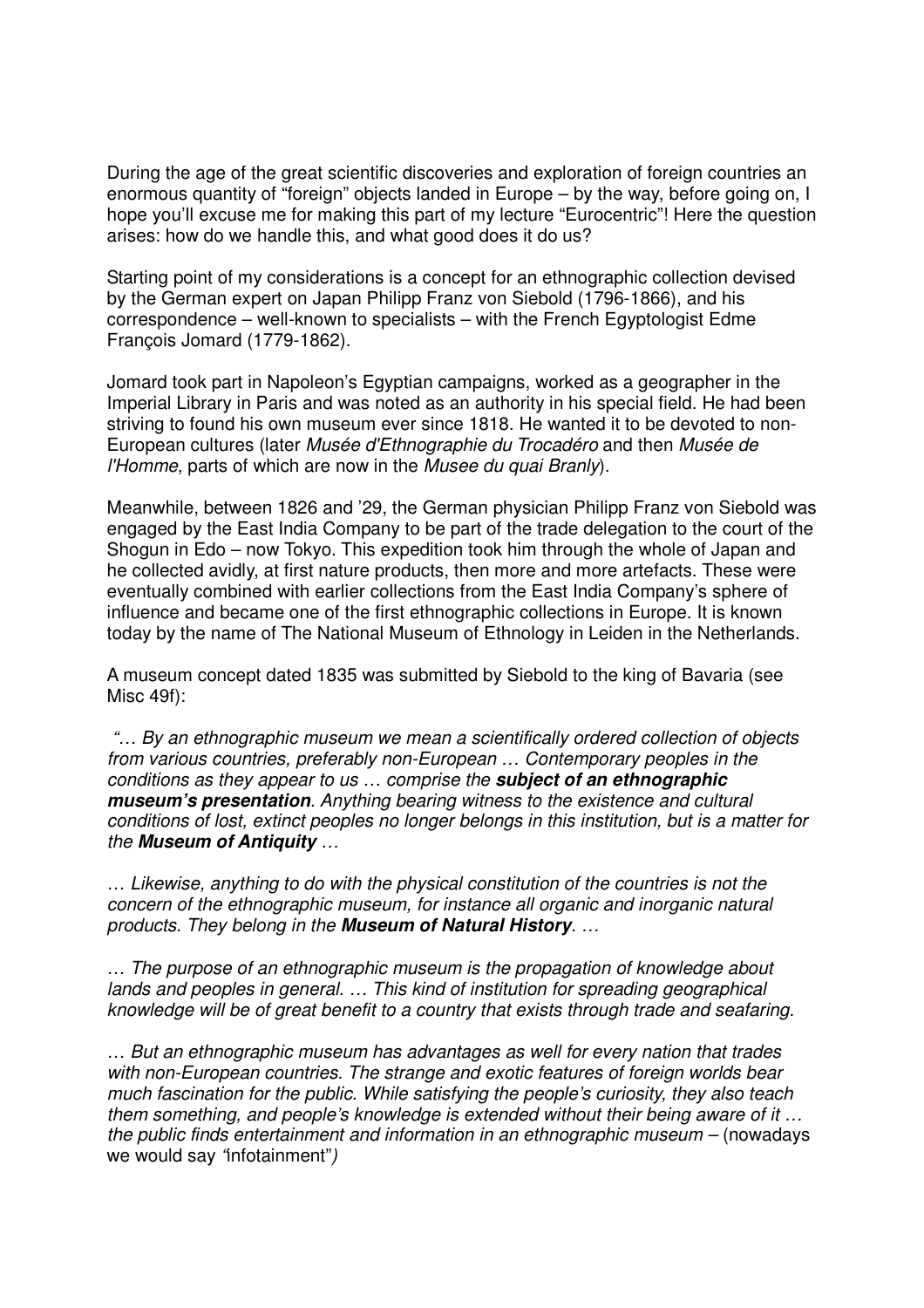During the age of the great scientific discoveries and exploration of foreign countries an enormous quantity of "foreign" objects landed in Europe – by the way, before going on, I hope you'll excuse me for making this part of my lecture "Eurocentric"! Here the question arises: how do we handle this, and what good does it do us?

Starting point of my considerations is a concept for an ethnographic collection devised by the German expert on Japan Philipp Franz von Siebold (1796-1866), and his correspondence – well-known to specialists – with the French Egyptologist Edme François Jomard (1779-1862).

Jomard took part in Napoleon's Egyptian campaigns, worked as a geographer in the Imperial Library in Paris and was noted as an authority in his special field. He had been striving to found his own museum ever since 1818. He wanted it to be devoted to non-European cultures (later *Musée d'Ethnographie du Trocadéro* and then *Musée de l'Homme*, parts of which are now in the *Musee du quai Branly*).

Meanwhile, between 1826 and '29, the German physician Philipp Franz von Siebold was engaged by the East India Company to be part of the trade delegation to the court of the Shogun in Edo – now Tokyo. This expedition took him through the whole of Japan and he collected avidly, at first nature products, then more and more artefacts. These were eventually combined with earlier collections from the East India Company's sphere of influence and became one of the first ethnographic collections in Europe. It is known today by the name of The National Museum of Ethnology in Leiden in the Netherlands.

A museum concept dated 1835 was submitted by Siebold to the king of Bavaria (see Misc 49f):

*"… By an ethnographic museum we mean a scientifically ordered collection of objects from various countries, preferably non-European … Contemporary peoples in the conditions as they appear to us … comprise the* ***subject of an ethnographic museum's presentation****. Anything bearing witness to the existence and cultural conditions of lost, extinct peoples no longer belongs in this institution, but is a matter for the* ***Museum of Antiquity*** *…*

*… Likewise, anything to do with the physical constitution of the countries is not the concern of the ethnographic museum, for instance all organic and inorganic natural products. They belong in the* ***Museum of Natural History****. …*

*… The purpose of an ethnographic museum is the propagation of knowledge about lands and peoples in general. … This kind of institution for spreading geographical knowledge will be of great benefit to a country that exists through trade and seafaring.*

*… But an ethnographic museum has advantages as well for every nation that trades with non-European countries. The strange and exotic features of foreign worlds bear much fascination for the public. While satisfying the people's curiosity, they also teach them something, and people's knowledge is extended without their being aware of it … the public finds entertainment and information in an ethnographic museum* – (nowadays we would say "infotainment")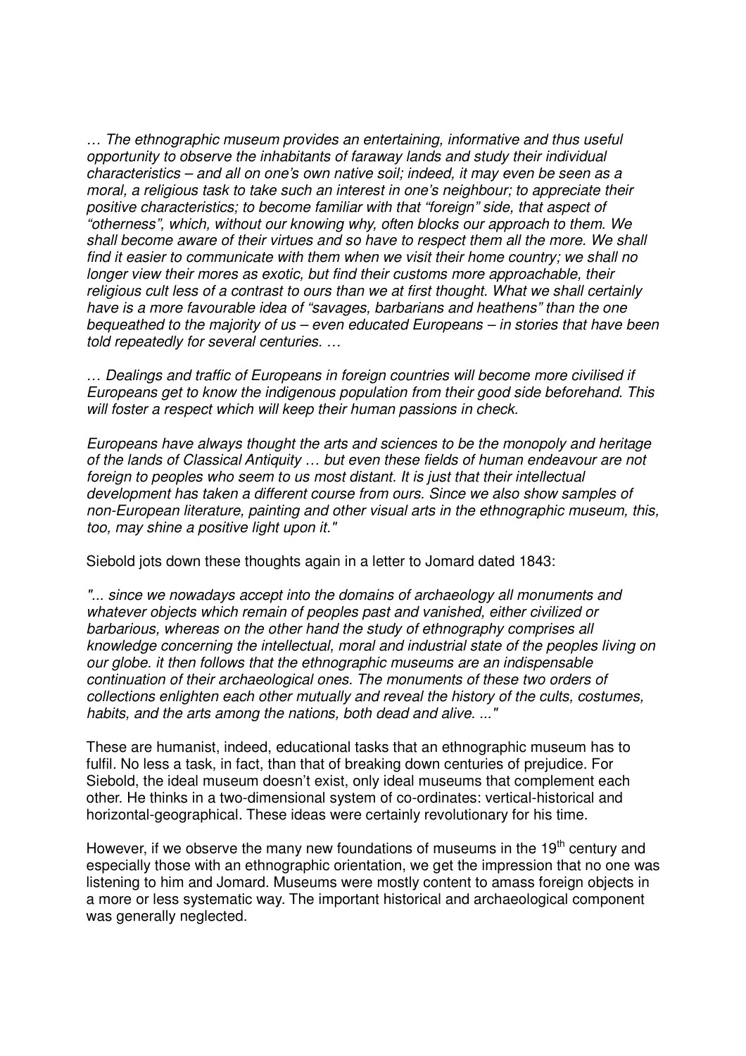*… The ethnographic museum provides an entertaining, informative and thus useful opportunity to observe the inhabitants of faraway lands and study their individual characteristics – and all on one's own native soil; indeed, it may even be seen as a moral, a religious task to take such an interest in one's neighbour; to appreciate their positive characteristics; to become familiar with that "foreign" side, that aspect of "otherness", which, without our knowing why, often blocks our approach to them. We shall become aware of their virtues and so have to respect them all the more. We shall find it easier to communicate with them when we visit their home country; we shall no longer view their mores as exotic, but find their customs more approachable, their religious cult less of a contrast to ours than we at first thought. What we shall certainly have is a more favourable idea of "savages, barbarians and heathens" than the one bequeathed to the majority of us – even educated Europeans – in stories that have been told repeatedly for several centuries. …*

*… Dealings and traffic of Europeans in foreign countries will become more civilised if Europeans get to know the indigenous population from their good side beforehand. This will foster a respect which will keep their human passions in check.*

*Europeans have always thought the arts and sciences to be the monopoly and heritage of the lands of Classical Antiquity … but even these fields of human endeavour are not foreign to peoples who seem to us most distant. It is just that their intellectual development has taken a different course from ours. Since we also show samples of non-European literature, painting and other visual arts in the ethnographic museum, this, too, may shine a positive light upon it."*

Siebold jots down these thoughts again in a letter to Jomard dated 1843:

*"... since we nowadays accept into the domains of archaeology all monuments and whatever objects which remain of peoples past and vanished, either civilized or barbarious, whereas on the other hand the study of ethnography comprises all knowledge concerning the intellectual, moral and industrial state of the peoples living on our globe. it then follows that the ethnographic museums are an indispensable continuation of their archaeological ones. The monuments of these two orders of collections enlighten each other mutually and reveal the history of the cults, costumes, habits, and the arts among the nations, both dead and alive. ..."*

These are humanist, indeed, educational tasks that an ethnographic museum has to fulfil. No less a task, in fact, than that of breaking down centuries of prejudice. For Siebold, the ideal museum doesn't exist, only ideal museums that complement each other. He thinks in a two-dimensional system of co-ordinates: vertical-historical and horizontal-geographical. These ideas were certainly revolutionary for his time.

However, if we observe the many new foundations of museums in the 19th century and especially those with an ethnographic orientation, we get the impression that no one was listening to him and Jomard. Museums were mostly content to amass foreign objects in a more or less systematic way. The important historical and archaeological component was generally neglected.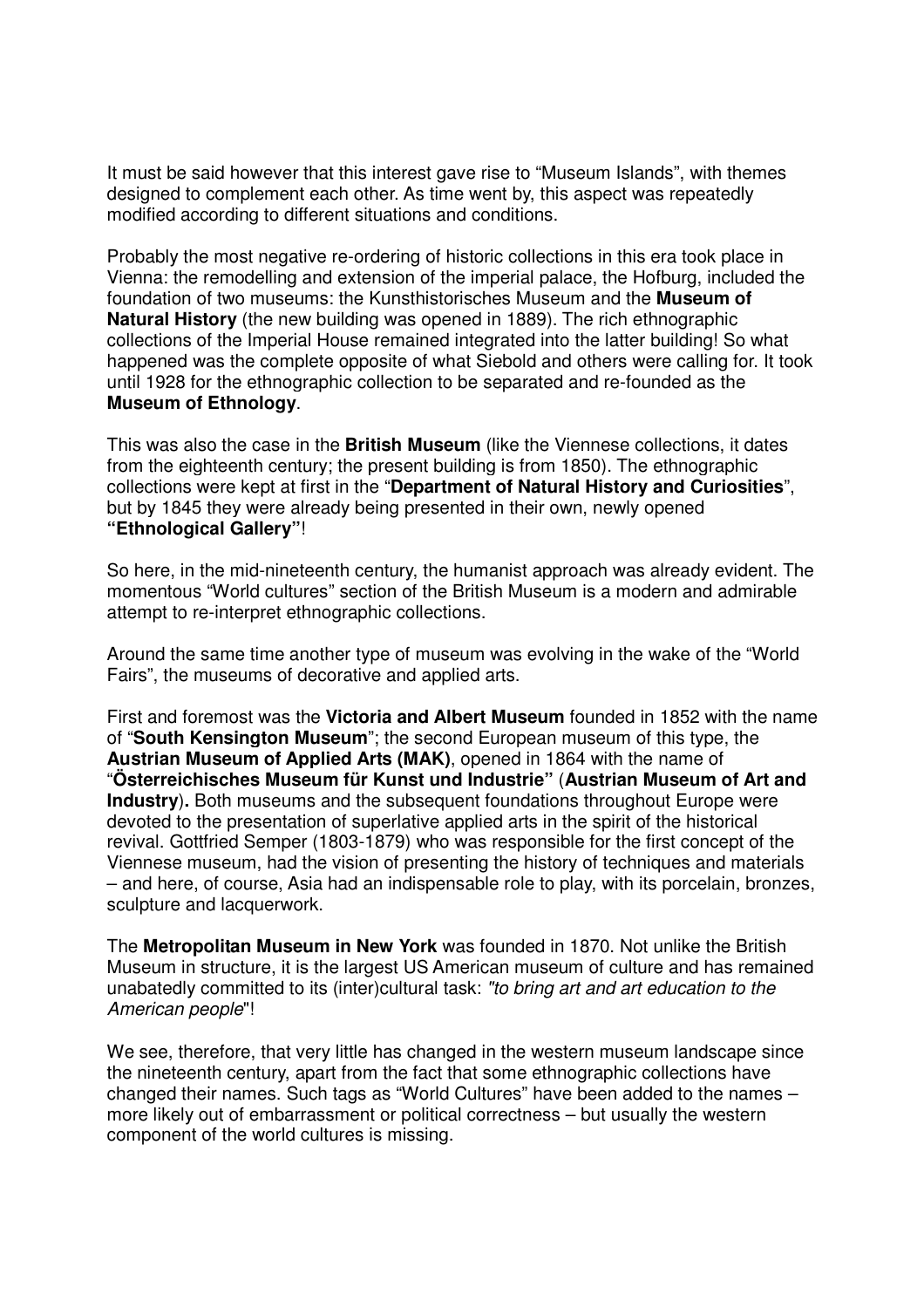It must be said however that this interest gave rise to “Museum Islands”, with themes designed to complement each other. As time went by, this aspect was repeatedly modified according to different situations and conditions.

Probably the most negative re-ordering of historic collections in this era took place in Vienna: the remodelling and extension of the imperial palace, the Hofburg, included the foundation of two museums: the Kunsthistorisches Museum and the **Museum of Natural History** (the new building was opened in 1889). The rich ethnographic collections of the Imperial House remained integrated into the latter building! So what happened was the complete opposite of what Siebold and others were calling for. It took until 1928 for the ethnographic collection to be separated and re-founded as the **Museum of Ethnology**.

This was also the case in the **British Museum** (like the Viennese collections, it dates from the eighteenth century; the present building is from 1850). The ethnographic collections were kept at first in the “**Department of Natural History and Curiosities**”, but by 1845 they were already being presented in their own, newly opened **“Ethnological Gallery”**!

So here, in the mid-nineteenth century, the humanist approach was already evident. The momentous “World cultures” section of the British Museum is a modern and admirable attempt to re-interpret ethnographic collections.

Around the same time another type of museum was evolving in the wake of the “World Fairs”, the museums of decorative and applied arts.

First and foremost was the **Victoria and Albert Museum** founded in 1852 with the name of “**South Kensington Museum**”; the second European museum of this type, the **Austrian Museum of Applied Arts (MAK)**, opened in 1864 with the name of “**Österreichisches Museum für Kunst und Industrie”** (**Austrian Museum of Art and Industry**)**.** Both museums and the subsequent foundations throughout Europe were devoted to the presentation of superlative applied arts in the spirit of the historical revival. Gottfried Semper (1803-1879) who was responsible for the first concept of the Viennese museum, had the vision of presenting the history of techniques and materials – and here, of course, Asia had an indispensable role to play, with its porcelain, bronzes, sculpture and lacquerwork.

The **Metropolitan Museum in New York** was founded in 1870. Not unlike the British Museum in structure, it is the largest US American museum of culture and has remained unabatedly committed to its (inter)cultural task: *"to bring art and art education to the American people*"!

We see, therefore, that very little has changed in the western museum landscape since the nineteenth century, apart from the fact that some ethnographic collections have changed their names. Such tags as “World Cultures” have been added to the names – more likely out of embarrassment or political correctness – but usually the western component of the world cultures is missing.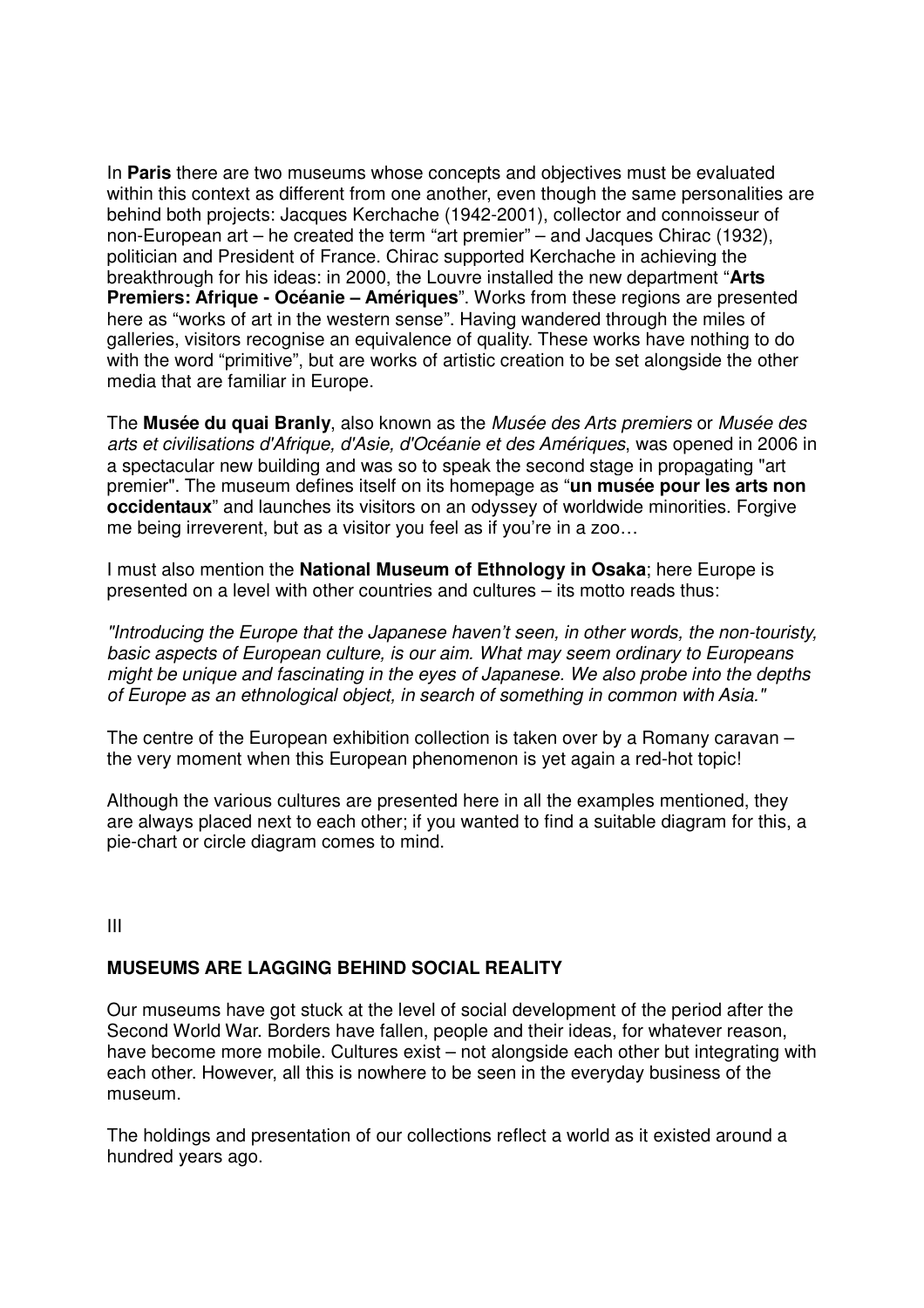In **Paris** there are two museums whose concepts and objectives must be evaluated within this context as different from one another, even though the same personalities are behind both projects: Jacques Kerchache (1942-2001), collector and connoisseur of non-European art – he created the term "art premier" – and Jacques Chirac (1932), politician and President of France. Chirac supported Kerchache in achieving the breakthrough for his ideas: in 2000, the Louvre installed the new department "**Arts Premiers: Afrique - Océanie – Amériques**". Works from these regions are presented here as "works of art in the western sense". Having wandered through the miles of galleries, visitors recognise an equivalence of quality. These works have nothing to do with the word "primitive", but are works of artistic creation to be set alongside the other media that are familiar in Europe.

The **Musée du quai Branly**, also known as the *Musée des Arts premiers* or *Musée des arts et civilisations d'Afrique, d'Asie, d'Océanie et des Amériques*, was opened in 2006 in a spectacular new building and was so to speak the second stage in propagating "art premier". The museum defines itself on its homepage as "**un musée pour les arts non occidentaux**" and launches its visitors on an odyssey of worldwide minorities. Forgive me being irreverent, but as a visitor you feel as if you're in a zoo…

I must also mention the **National Museum of Ethnology in Osaka**; here Europe is presented on a level with other countries and cultures – its motto reads thus:

*"Introducing the Europe that the Japanese haven't seen, in other words, the non-touristy, basic aspects of European culture, is our aim. What may seem ordinary to Europeans might be unique and fascinating in the eyes of Japanese. We also probe into the depths of Europe as an ethnological object, in search of something in common with Asia."*

The centre of the European exhibition collection is taken over by a Romany caravan – the very moment when this European phenomenon is yet again a red-hot topic!

Although the various cultures are presented here in all the examples mentioned, they are always placed next to each other; if you wanted to find a suitable diagram for this, a pie-chart or circle diagram comes to mind.

III

## MUSEUMS ARE LAGGING BEHIND SOCIAL REALITY

Our museums have got stuck at the level of social development of the period after the Second World War. Borders have fallen, people and their ideas, for whatever reason, have become more mobile. Cultures exist – not alongside each other but integrating with each other. However, all this is nowhere to be seen in the everyday business of the museum.

The holdings and presentation of our collections reflect a world as it existed around a hundred years ago.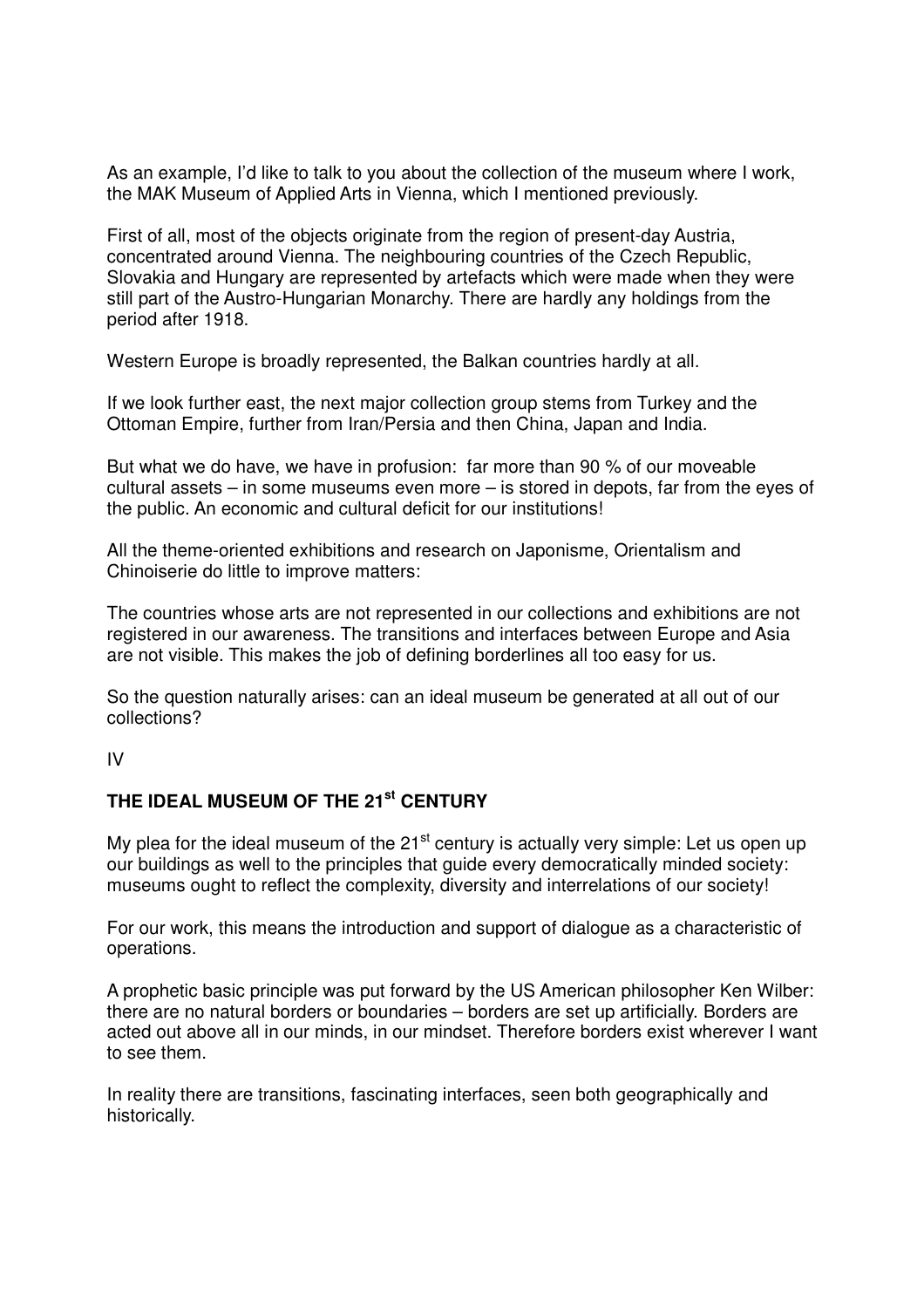As an example, I'd like to talk to you about the collection of the museum where I work, the MAK Museum of Applied Arts in Vienna, which I mentioned previously.

First of all, most of the objects originate from the region of present-day Austria, concentrated around Vienna. The neighbouring countries of the Czech Republic, Slovakia and Hungary are represented by artefacts which were made when they were still part of the Austro-Hungarian Monarchy. There are hardly any holdings from the period after 1918.

Western Europe is broadly represented, the Balkan countries hardly at all.

If we look further east, the next major collection group stems from Turkey and the Ottoman Empire, further from Iran/Persia and then China, Japan and India.

But what we do have, we have in profusion: far more than 90 % of our moveable cultural assets – in some museums even more – is stored in depots, far from the eyes of the public. An economic and cultural deficit for our institutions!

All the theme-oriented exhibitions and research on Japonisme, Orientalism and Chinoiserie do little to improve matters:

The countries whose arts are not represented in our collections and exhibitions are not registered in our awareness. The transitions and interfaces between Europe and Asia are not visible. This makes the job of defining borderlines all too easy for us.

So the question naturally arises: can an ideal museum be generated at all out of our collections?

IV

## THE IDEAL MUSEUM OF THE 21st CENTURY

My plea for the ideal museum of the 21st century is actually very simple: Let us open up our buildings as well to the principles that guide every democratically minded society: museums ought to reflect the complexity, diversity and interrelations of our society!

For our work, this means the introduction and support of dialogue as a characteristic of operations.

A prophetic basic principle was put forward by the US American philosopher Ken Wilber: there are no natural borders or boundaries – borders are set up artificially. Borders are acted out above all in our minds, in our mindset. Therefore borders exist wherever I want to see them.

In reality there are transitions, fascinating interfaces, seen both geographically and historically.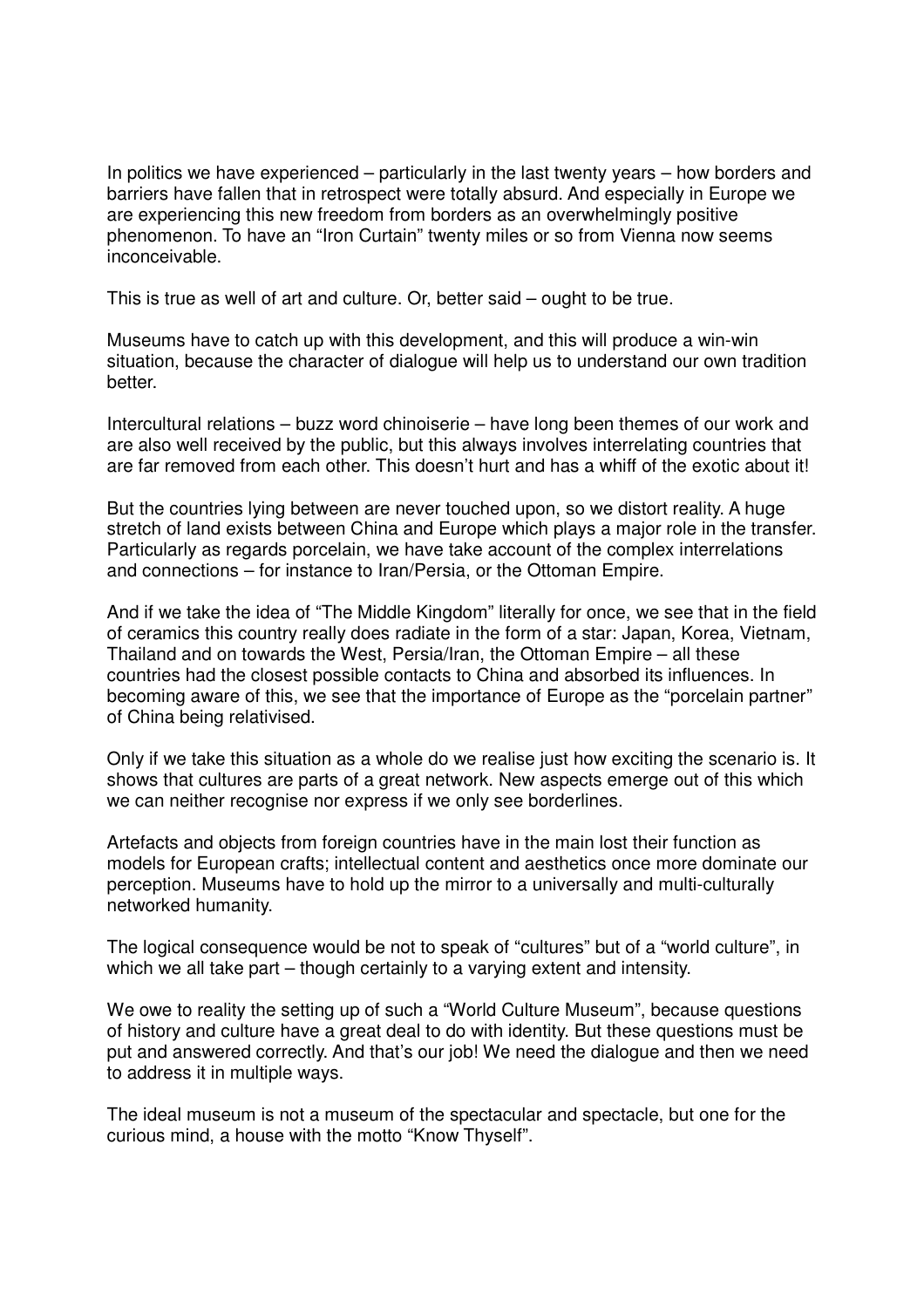In politics we have experienced – particularly in the last twenty years – how borders and barriers have fallen that in retrospect were totally absurd. And especially in Europe we are experiencing this new freedom from borders as an overwhelmingly positive phenomenon. To have an "Iron Curtain" twenty miles or so from Vienna now seems inconceivable.

This is true as well of art and culture. Or, better said – ought to be true.

Museums have to catch up with this development, and this will produce a win-win situation, because the character of dialogue will help us to understand our own tradition better.

Intercultural relations – buzz word chinoiserie – have long been themes of our work and are also well received by the public, but this always involves interrelating countries that are far removed from each other. This doesn't hurt and has a whiff of the exotic about it!

But the countries lying between are never touched upon, so we distort reality. A huge stretch of land exists between China and Europe which plays a major role in the transfer. Particularly as regards porcelain, we have take account of the complex interrelations and connections – for instance to Iran/Persia, or the Ottoman Empire.

And if we take the idea of "The Middle Kingdom" literally for once, we see that in the field of ceramics this country really does radiate in the form of a star: Japan, Korea, Vietnam, Thailand and on towards the West, Persia/Iran, the Ottoman Empire – all these countries had the closest possible contacts to China and absorbed its influences. In becoming aware of this, we see that the importance of Europe as the "porcelain partner" of China being relativised.

Only if we take this situation as a whole do we realise just how exciting the scenario is. It shows that cultures are parts of a great network. New aspects emerge out of this which we can neither recognise nor express if we only see borderlines.

Artefacts and objects from foreign countries have in the main lost their function as models for European crafts; intellectual content and aesthetics once more dominate our perception. Museums have to hold up the mirror to a universally and multi-culturally networked humanity.

The logical consequence would be not to speak of "cultures" but of a "world culture", in which we all take part – though certainly to a varying extent and intensity.

We owe to reality the setting up of such a "World Culture Museum", because questions of history and culture have a great deal to do with identity. But these questions must be put and answered correctly. And that's our job! We need the dialogue and then we need to address it in multiple ways.

The ideal museum is not a museum of the spectacular and spectacle, but one for the curious mind, a house with the motto "Know Thyself".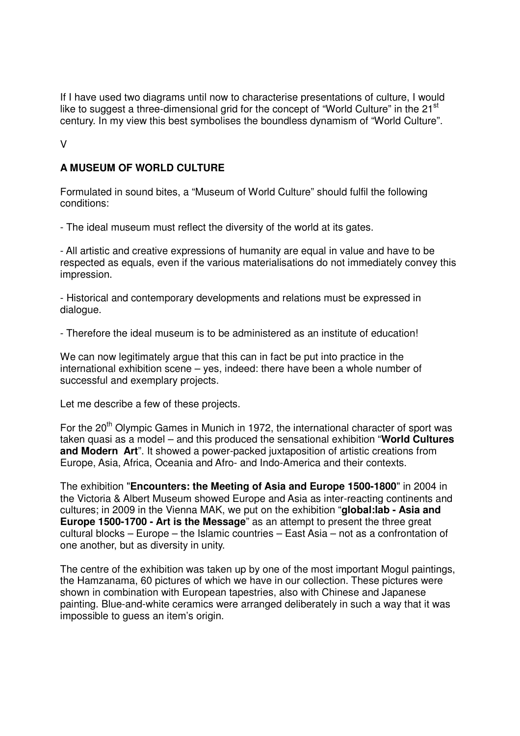If I have used two diagrams until now to characterise presentations of culture, I would like to suggest a three-dimensional grid for the concept of "World Culture" in the 21st century. In my view this best symbolises the boundless dynamism of "World Culture".

V

## A MUSEUM OF WORLD CULTURE

Formulated in sound bites, a "Museum of World Culture" should fulfil the following conditions:

- The ideal museum must reflect the diversity of the world at its gates.

- All artistic and creative expressions of humanity are equal in value and have to be respected as equals, even if the various materialisations do not immediately convey this impression.

- Historical and contemporary developments and relations must be expressed in dialogue.

- Therefore the ideal museum is to be administered as an institute of education!

We can now legitimately argue that this can in fact be put into practice in the international exhibition scene – yes, indeed: there have been a whole number of successful and exemplary projects.

Let me describe a few of these projects.

For the 20th Olympic Games in Munich in 1972, the international character of sport was taken quasi as a model – and this produced the sensational exhibition "**World Cultures and Modern Art**". It showed a power-packed juxtaposition of artistic creations from Europe, Asia, Africa, Oceania and Afro- and Indo-America and their contexts.

The exhibition "**Encounters: the Meeting of Asia and Europe 1500-1800**" in 2004 in the Victoria & Albert Museum showed Europe and Asia as inter-reacting continents and cultures; in 2009 in the Vienna MAK, we put on the exhibition "**global:lab - Asia and Europe 1500-1700 - Art is the Message**" as an attempt to present the three great cultural blocks – Europe – the Islamic countries – East Asia – not as a confrontation of one another, but as diversity in unity.

The centre of the exhibition was taken up by one of the most important Mogul paintings, the Hamzanama, 60 pictures of which we have in our collection. These pictures were shown in combination with European tapestries, also with Chinese and Japanese painting. Blue-and-white ceramics were arranged deliberately in such a way that it was impossible to guess an item's origin.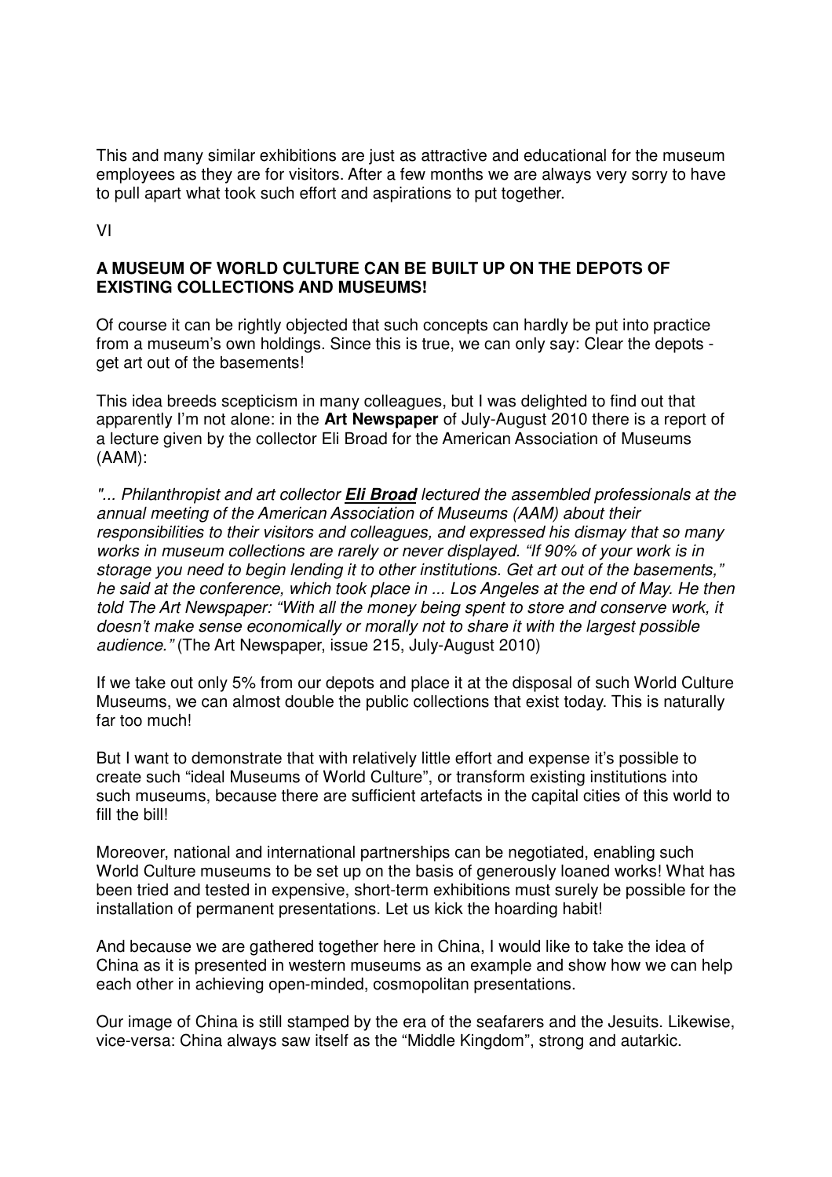This and many similar exhibitions are just as attractive and educational for the museum employees as they are for visitors. After a few months we are always very sorry to have to pull apart what took such effort and aspirations to put together.

VI

**A MUSEUM OF WORLD CULTURE CAN BE BUILT UP ON THE DEPOTS OF EXISTING COLLECTIONS AND MUSEUMS!**

Of course it can be rightly objected that such concepts can hardly be put into practice from a museum's own holdings. Since this is true, we can only say: Clear the depots - get art out of the basements!

This idea breeds scepticism in many colleagues, but I was delighted to find out that apparently I'm not alone: in the **Art Newspaper** of July-August 2010 there is a report of a lecture given by the collector Eli Broad for the American Association of Museums (AAM):

*"... Philanthropist and art collector **Eli Broad** lectured the assembled professionals at the annual meeting of the American Association of Museums (AAM) about their responsibilities to their visitors and colleagues, and expressed his dismay that so many works in museum collections are rarely or never displayed. "If 90% of your work is in storage you need to begin lending it to other institutions. Get art out of the basements," he said at the conference, which took place in ... Los Angeles at the end of May. He then told The Art Newspaper: "With all the money being spent to store and conserve work, it doesn't make sense economically or morally not to share it with the largest possible audience."* (The Art Newspaper, issue 215, July-August 2010)

If we take out only 5% from our depots and place it at the disposal of such World Culture Museums, we can almost double the public collections that exist today. This is naturally far too much!

But I want to demonstrate that with relatively little effort and expense it's possible to create such "ideal Museums of World Culture", or transform existing institutions into such museums, because there are sufficient artefacts in the capital cities of this world to fill the bill!

Moreover, national and international partnerships can be negotiated, enabling such World Culture museums to be set up on the basis of generously loaned works! What has been tried and tested in expensive, short-term exhibitions must surely be possible for the installation of permanent presentations. Let us kick the hoarding habit!

And because we are gathered together here in China, I would like to take the idea of China as it is presented in western museums as an example and show how we can help each other in achieving open-minded, cosmopolitan presentations.

Our image of China is still stamped by the era of the seafarers and the Jesuits. Likewise, vice-versa: China always saw itself as the "Middle Kingdom", strong and autarkic.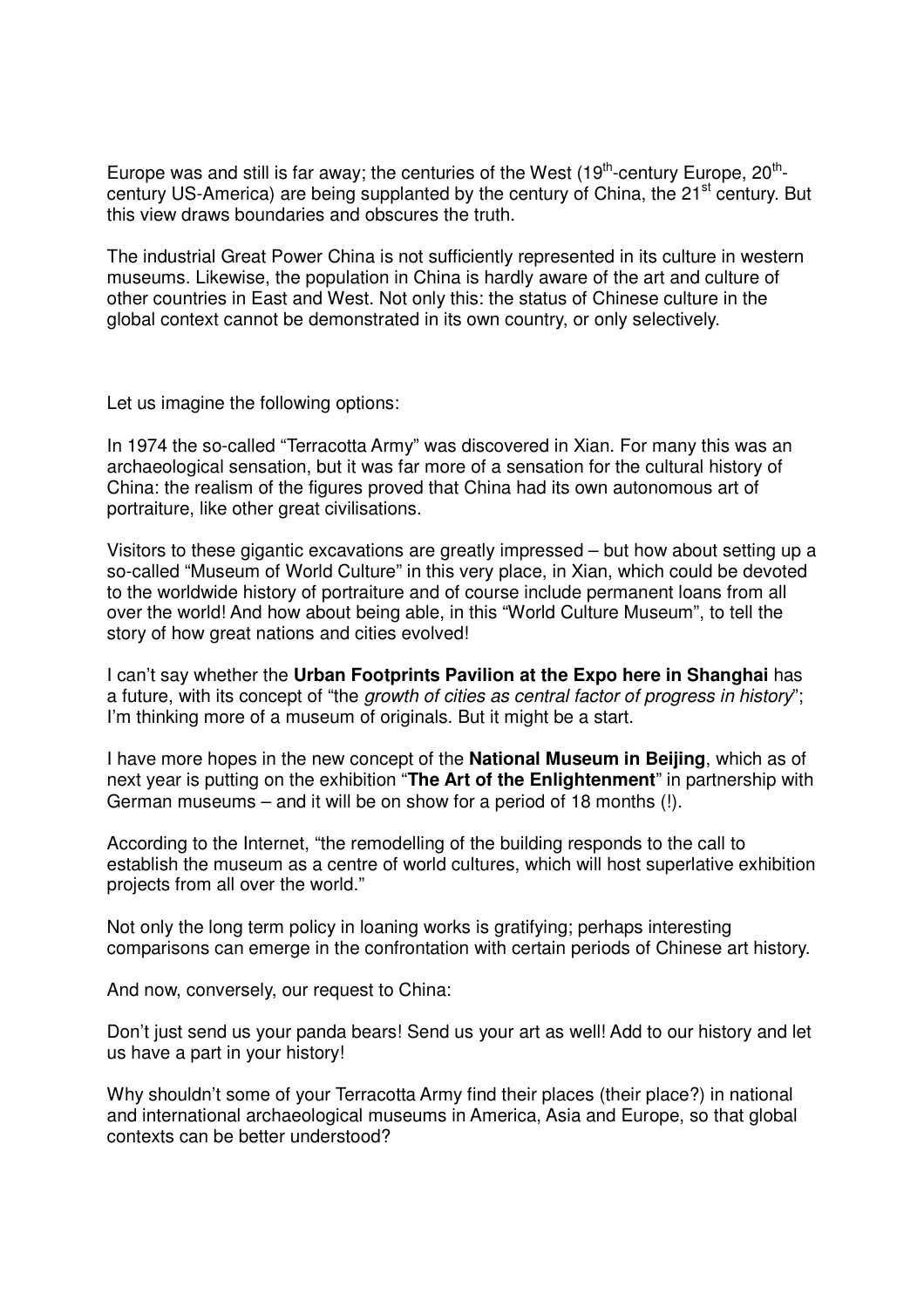Europe was and still is far away; the centuries of the West (19th-century Europe, 20th-century US-America) are being supplanted by the century of China, the 21st century. But this view draws boundaries and obscures the truth.

The industrial Great Power China is not sufficiently represented in its culture in western museums. Likewise, the population in China is hardly aware of the art and culture of other countries in East and West. Not only this: the status of Chinese culture in the global context cannot be demonstrated in its own country, or only selectively.

Let us imagine the following options:

In 1974 the so-called "Terracotta Army" was discovered in Xian. For many this was an archaeological sensation, but it was far more of a sensation for the cultural history of China: the realism of the figures proved that China had its own autonomous art of portraiture, like other great civilisations.

Visitors to these gigantic excavations are greatly impressed – but how about setting up a so-called "Museum of World Culture" in this very place, in Xian, which could be devoted to the worldwide history of portraiture and of course include permanent loans from all over the world! And how about being able, in this "World Culture Museum", to tell the story of how great nations and cities evolved!

I can't say whether the **Urban Footprints Pavilion at the Expo here in Shanghai** has a future, with its concept of "the *growth of cities as central factor of progress in history*"; I'm thinking more of a museum of originals. But it might be a start.

I have more hopes in the new concept of the **National Museum in Beijing**, which as of next year is putting on the exhibition "**The Art of the Enlightenment**" in partnership with German museums – and it will be on show for a period of 18 months (!).

According to the Internet, "the remodelling of the building responds to the call to establish the museum as a centre of world cultures, which will host superlative exhibition projects from all over the world."

Not only the long term policy in loaning works is gratifying; perhaps interesting comparisons can emerge in the confrontation with certain periods of Chinese art history.

And now, conversely, our request to China:

Don't just send us your panda bears! Send us your art as well! Add to our history and let us have a part in your history!

Why shouldn't some of your Terracotta Army find their places (their place?) in national and international archaeological museums in America, Asia and Europe, so that global contexts can be better understood?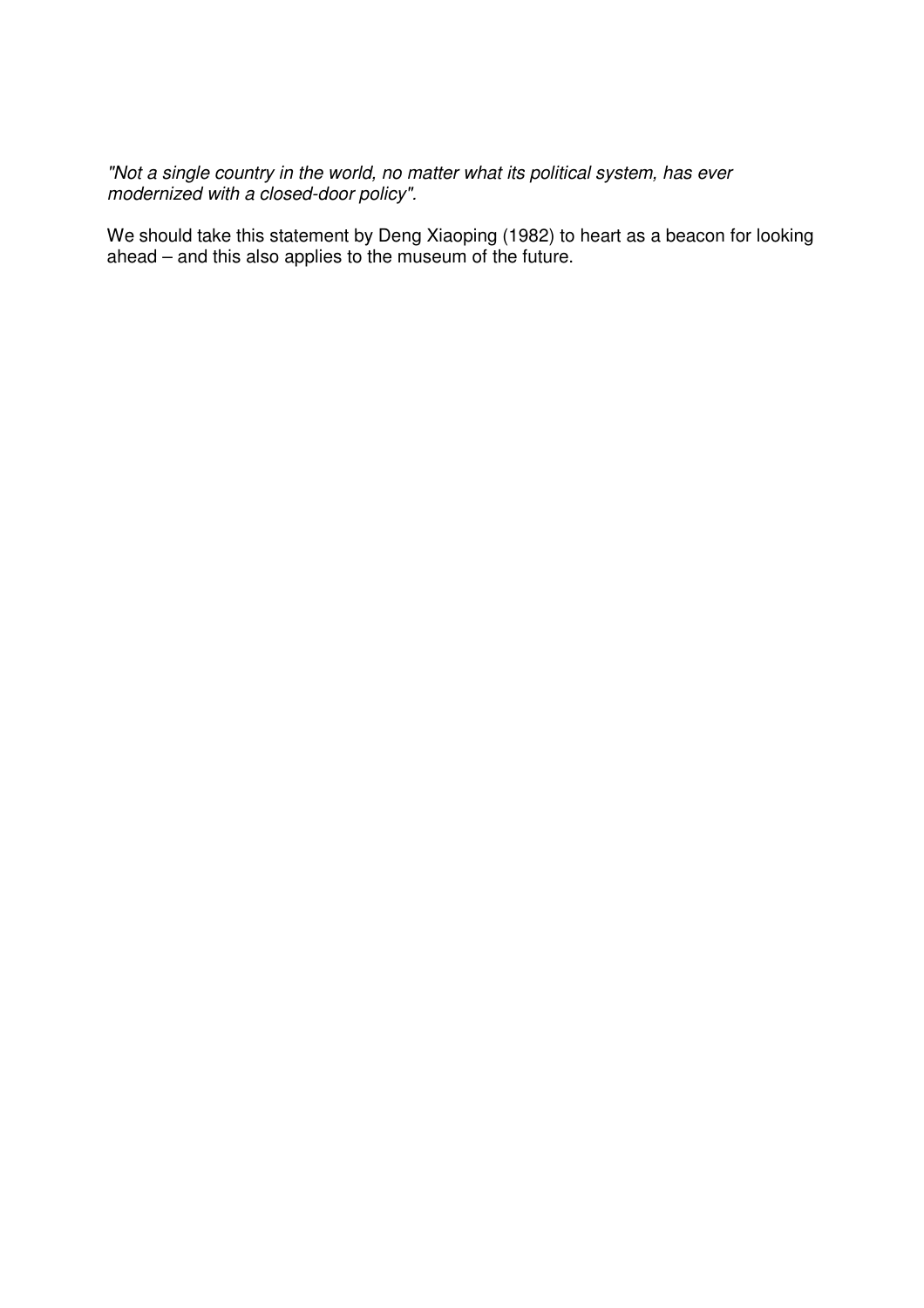*"Not a single country in the world, no matter what its political system, has ever modernized with a closed-door policy".*

We should take this statement by Deng Xiaoping (1982) to heart as a beacon for looking ahead – and this also applies to the museum of the future.